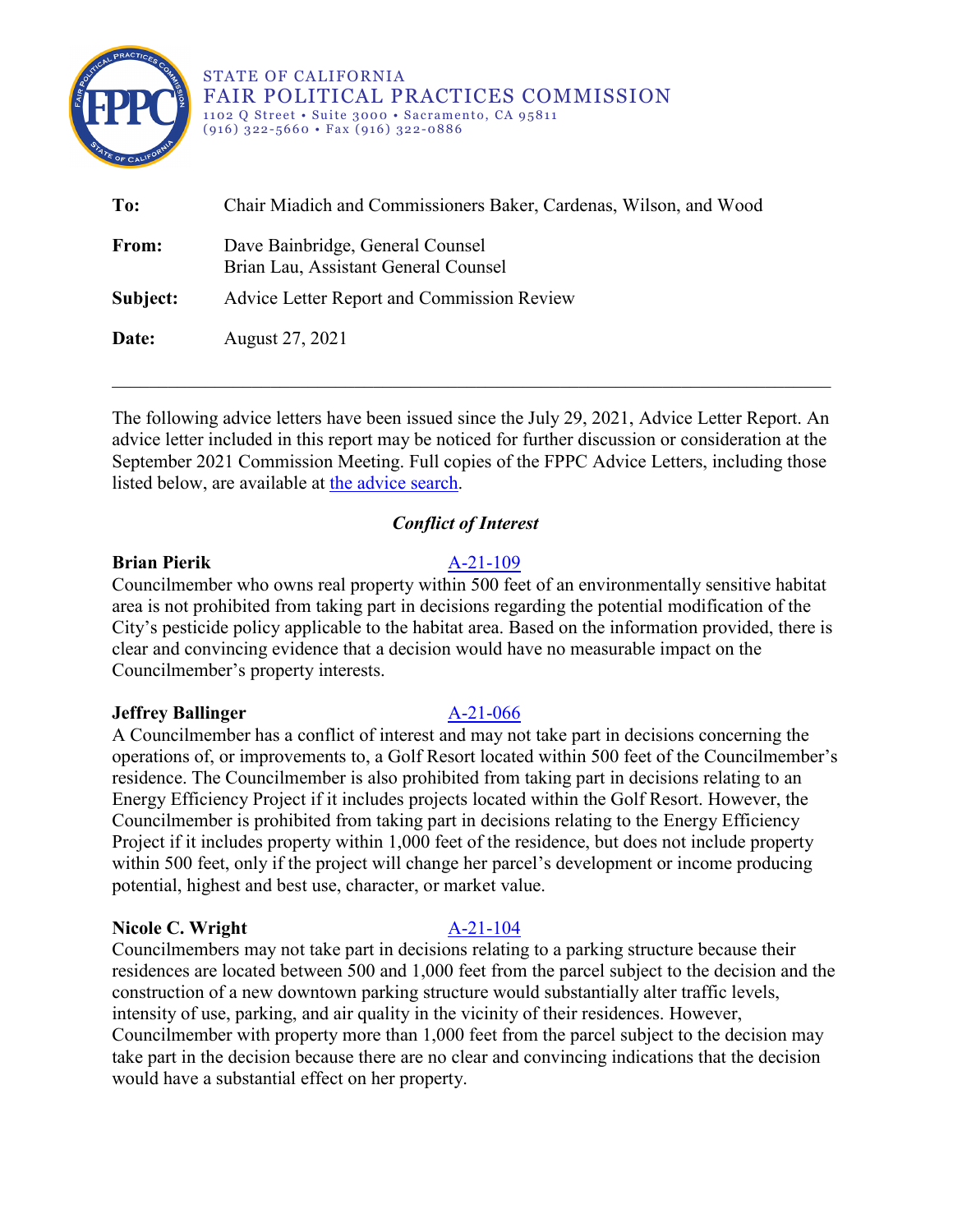STATE OF CALIFORNIA
FAIR POLITICAL PRACTICES COMMISSION
1102 Q Street • Suite 3000 • Sacramento, CA 95811
(916) 322-5660 • Fax (916) 322-0886

**To:** Chair Miadich and Commissioners Baker, Cardenas, Wilson, and Wood

**From:** Dave Bainbridge, General Counsel
Brian Lau, Assistant General Counsel

**Subject:** Advice Letter Report and Commission Review

**Date:** August 27, 2021

---

The following advice letters have been issued since the July 29, 2021, Advice Letter Report. An advice letter included in this report may be noticed for further discussion or consideration at the September 2021 Commission Meeting. Full copies of the FPPC Advice Letters, including those listed below, are available at [the advice search](the advice search).

### *Conflict of Interest*

**Brian Pierik** [A-21-109](A-21-109)
Councilmember who owns real property within 500 feet of an environmentally sensitive habitat area is not prohibited from taking part in decisions regarding the potential modification of the City's pesticide policy applicable to the habitat area. Based on the information provided, there is clear and convincing evidence that a decision would have no measurable impact on the Councilmember's property interests.

**Jeffrey Ballinger** [A-21-066](A-21-066)
A Councilmember has a conflict of interest and may not take part in decisions concerning the operations of, or improvements to, a Golf Resort located within 500 feet of the Councilmember's residence. The Councilmember is also prohibited from taking part in decisions relating to an Energy Efficiency Project if it includes projects located within the Golf Resort. However, the Councilmember is prohibited from taking part in decisions relating to the Energy Efficiency Project if it includes property within 1,000 feet of the residence, but does not include property within 500 feet, only if the project will change her parcel's development or income producing potential, highest and best use, character, or market value.

**Nicole C. Wright** [A-21-104](A-21-104)
Councilmembers may not take part in decisions relating to a parking structure because their residences are located between 500 and 1,000 feet from the parcel subject to the decision and the construction of a new downtown parking structure would substantially alter traffic levels, intensity of use, parking, and air quality in the vicinity of their residences. However, Councilmember with property more than 1,000 feet from the parcel subject to the decision may take part in the decision because there are no clear and convincing indications that the decision would have a substantial effect on her property.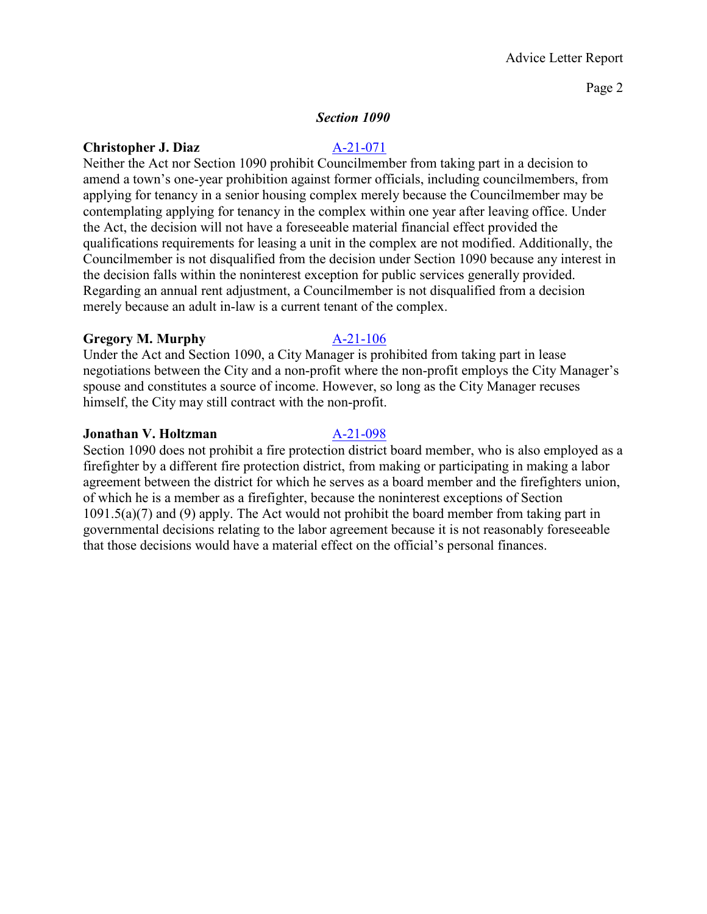### *Section 1090*

**Christopher J. Diaz** A-21-071

Neither the Act nor Section 1090 prohibit Councilmember from taking part in a decision to amend a town's one-year prohibition against former officials, including councilmembers, from applying for tenancy in a senior housing complex merely because the Councilmember may be contemplating applying for tenancy in the complex within one year after leaving office. Under the Act, the decision will not have a foreseeable material financial effect provided the qualifications requirements for leasing a unit in the complex are not modified. Additionally, the Councilmember is not disqualified from the decision under Section 1090 because any interest in the decision falls within the noninterest exception for public services generally provided. Regarding an annual rent adjustment, a Councilmember is not disqualified from a decision merely because an adult in-law is a current tenant of the complex.

**Gregory M. Murphy** A-21-106

Under the Act and Section 1090, a City Manager is prohibited from taking part in lease negotiations between the City and a non-profit where the non-profit employs the City Manager's spouse and constitutes a source of income. However, so long as the City Manager recuses himself, the City may still contract with the non-profit.

**Jonathan V. Holtzman** A-21-098

Section 1090 does not prohibit a fire protection district board member, who is also employed as a firefighter by a different fire protection district, from making or participating in making a labor agreement between the district for which he serves as a board member and the firefighters union, of which he is a member as a firefighter, because the noninterest exceptions of Section 1091.5(a)(7) and (9) apply. The Act would not prohibit the board member from taking part in governmental decisions relating to the labor agreement because it is not reasonably foreseeable that those decisions would have a material effect on the official's personal finances.